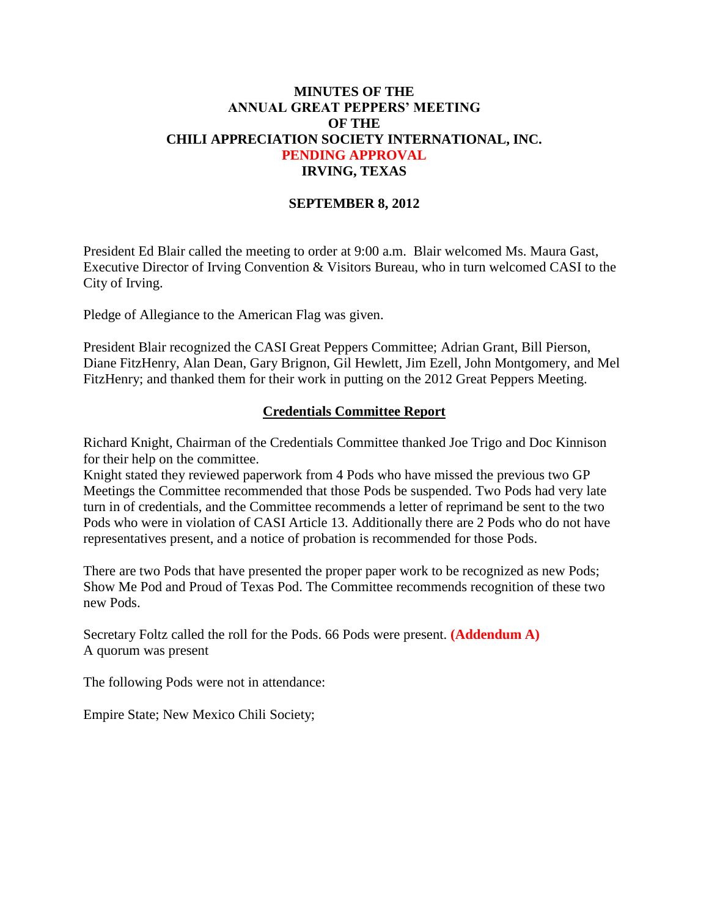# MINUTES OF THE
# ANNUAL GREAT PEPPERS' MEETING
# OF THE
# CHILI APPRECIATION SOCIETY INTERNATIONAL, INC.
# PENDING APPROVAL
# IRVING, TEXAS

**SEPTEMBER 8, 2012**

President Ed Blair called the meeting to order at 9:00 a.m. Blair welcomed Ms. Maura Gast, Executive Director of Irving Convention & Visitors Bureau, who in turn welcomed CASI to the City of Irving.

Pledge of Allegiance to the American Flag was given.

President Blair recognized the CASI Great Peppers Committee; Adrian Grant, Bill Pierson, Diane FitzHenry, Alan Dean, Gary Brignon, Gil Hewlett, Jim Ezell, John Montgomery, and Mel FitzHenry; and thanked them for their work in putting on the 2012 Great Peppers Meeting.

## Credentials Committee Report

Richard Knight, Chairman of the Credentials Committee thanked Joe Trigo and Doc Kinnison for their help on the committee.
Knight stated they reviewed paperwork from 4 Pods who have missed the previous two GP Meetings the Committee recommended that those Pods be suspended. Two Pods had very late turn in of credentials, and the Committee recommends a letter of reprimand be sent to the two Pods who were in violation of CASI Article 13. Additionally there are 2 Pods who do not have representatives present, and a notice of probation is recommended for those Pods.

There are two Pods that have presented the proper paper work to be recognized as new Pods; Show Me Pod and Proud of Texas Pod. The Committee recommends recognition of these two new Pods.

Secretary Foltz called the roll for the Pods. 66 Pods were present. **(Addendum A)**
A quorum was present

The following Pods were not in attendance:

Empire State; New Mexico Chili Society;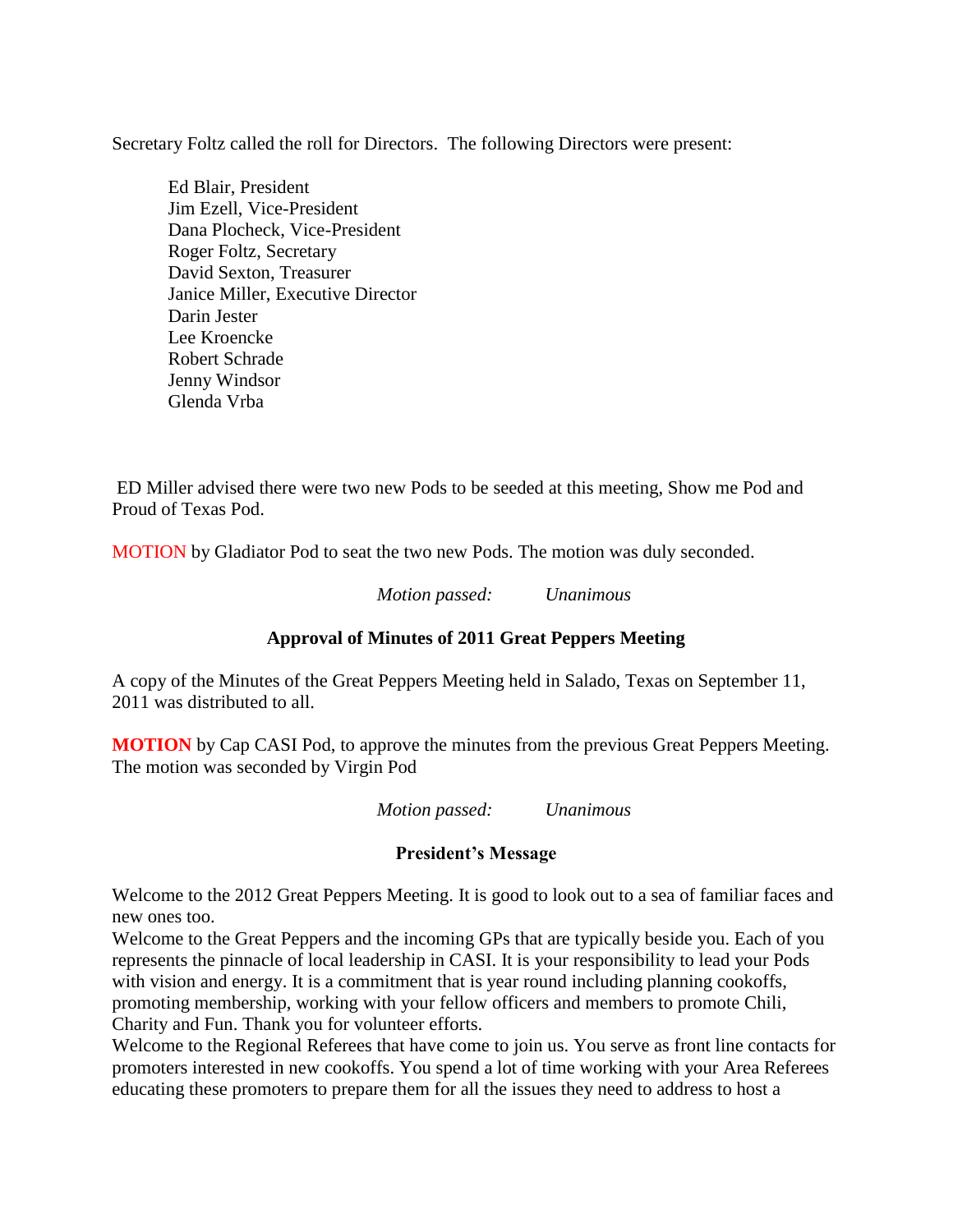Secretary Foltz called the roll for Directors. The following Directors were present:

Ed Blair, President
Jim Ezell, Vice-President
Dana Plocheck, Vice-President
Roger Foltz, Secretary
David Sexton, Treasurer
Janice Miller, Executive Director
Darin Jester
Lee Kroencke
Robert Schrade
Jenny Windsor
Glenda Vrba

ED Miller advised there were two new Pods to be seeded at this meeting, Show me Pod and Proud of Texas Pod.

MOTION by Gladiator Pod to seat the two new Pods. The motion was duly seconded.

*Motion passed: Unanimous*

**Approval of Minutes of 2011 Great Peppers Meeting**

A copy of the Minutes of the Great Peppers Meeting held in Salado, Texas on September 11, 2011 was distributed to all.

**MOTION** by Cap CASI Pod, to approve the minutes from the previous Great Peppers Meeting. The motion was seconded by Virgin Pod

*Motion passed: Unanimous*

**President's Message**

Welcome to the 2012 Great Peppers Meeting. It is good to look out to a sea of familiar faces and new ones too.

Welcome to the Great Peppers and the incoming GPs that are typically beside you. Each of you represents the pinnacle of local leadership in CASI. It is your responsibility to lead your Pods with vision and energy. It is a commitment that is year round including planning cookoffs, promoting membership, working with your fellow officers and members to promote Chili, Charity and Fun. Thank you for volunteer efforts.

Welcome to the Regional Referees that have come to join us. You serve as front line contacts for promoters interested in new cookoffs. You spend a lot of time working with your Area Referees educating these promoters to prepare them for all the issues they need to address to host a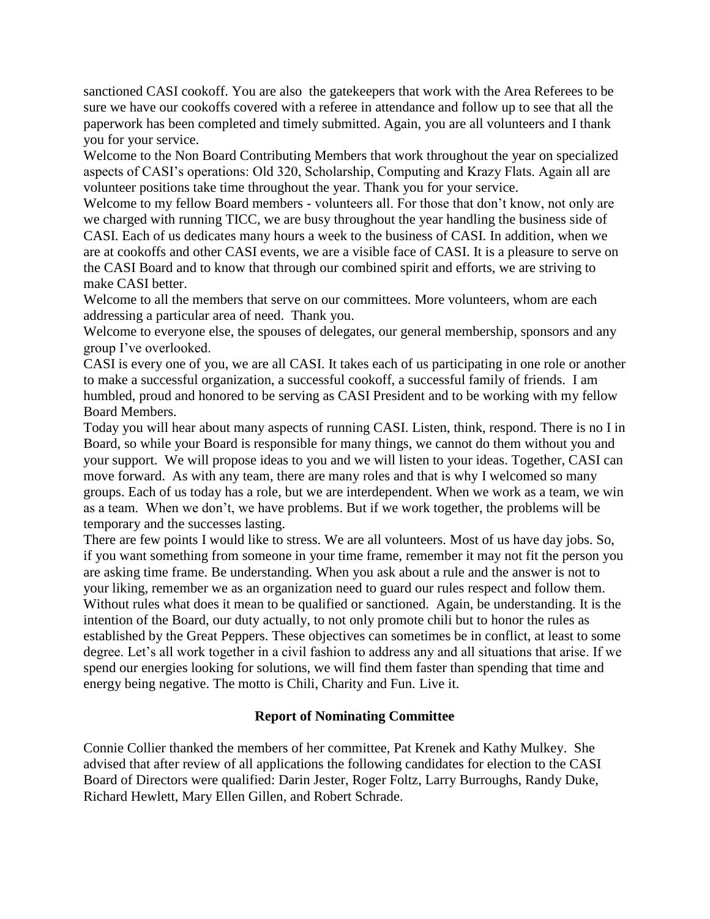sanctioned CASI cookoff. You are also the gatekeepers that work with the Area Referees to be sure we have our cookoffs covered with a referee in attendance and follow up to see that all the paperwork has been completed and timely submitted. Again, you are all volunteers and I thank you for your service.

Welcome to the Non Board Contributing Members that work throughout the year on specialized aspects of CASI's operations: Old 320, Scholarship, Computing and Krazy Flats. Again all are volunteer positions take time throughout the year. Thank you for your service.

Welcome to my fellow Board members - volunteers all. For those that don't know, not only are we charged with running TICC, we are busy throughout the year handling the business side of CASI. Each of us dedicates many hours a week to the business of CASI. In addition, when we are at cookoffs and other CASI events, we are a visible face of CASI. It is a pleasure to serve on the CASI Board and to know that through our combined spirit and efforts, we are striving to make CASI better.

Welcome to all the members that serve on our committees. More volunteers, whom are each addressing a particular area of need. Thank you.

Welcome to everyone else, the spouses of delegates, our general membership, sponsors and any group I've overlooked.

CASI is every one of you, we are all CASI. It takes each of us participating in one role or another to make a successful organization, a successful cookoff, a successful family of friends. I am humbled, proud and honored to be serving as CASI President and to be working with my fellow Board Members.

Today you will hear about many aspects of running CASI. Listen, think, respond. There is no I in Board, so while your Board is responsible for many things, we cannot do them without you and your support. We will propose ideas to you and we will listen to your ideas. Together, CASI can move forward. As with any team, there are many roles and that is why I welcomed so many groups. Each of us today has a role, but we are interdependent. When we work as a team, we win as a team. When we don't, we have problems. But if we work together, the problems will be temporary and the successes lasting.

There are few points I would like to stress. We are all volunteers. Most of us have day jobs. So, if you want something from someone in your time frame, remember it may not fit the person you are asking time frame. Be understanding. When you ask about a rule and the answer is not to your liking, remember we as an organization need to guard our rules respect and follow them. Without rules what does it mean to be qualified or sanctioned. Again, be understanding. It is the intention of the Board, our duty actually, to not only promote chili but to honor the rules as established by the Great Peppers. These objectives can sometimes be in conflict, at least to some degree. Let's all work together in a civil fashion to address any and all situations that arise. If we spend our energies looking for solutions, we will find them faster than spending that time and energy being negative. The motto is Chili, Charity and Fun. Live it.

## Report of Nominating Committee

Connie Collier thanked the members of her committee, Pat Krenek and Kathy Mulkey. She advised that after review of all applications the following candidates for election to the CASI Board of Directors were qualified: Darin Jester, Roger Foltz, Larry Burroughs, Randy Duke, Richard Hewlett, Mary Ellen Gillen, and Robert Schrade.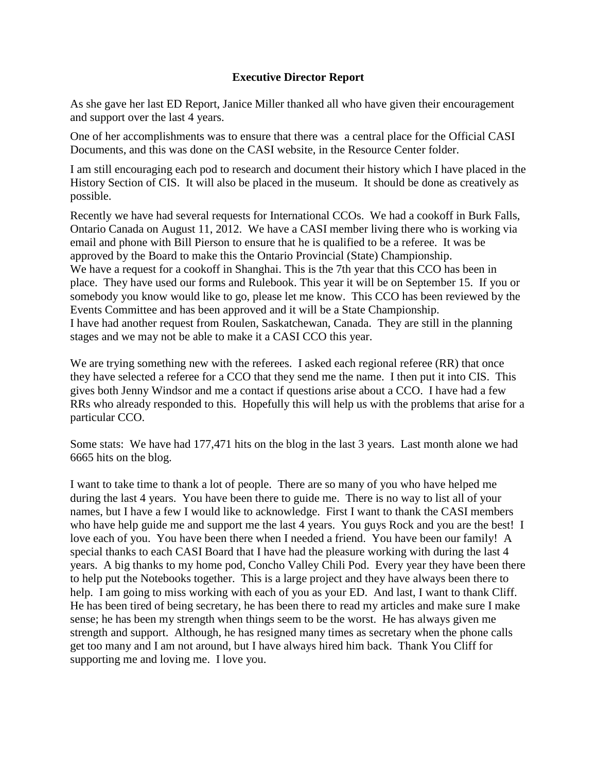**Executive Director Report**

As she gave her last ED Report, Janice Miller thanked all who have given their encouragement and support over the last 4 years.

One of her accomplishments was to ensure that there was a central place for the Official CASI Documents, and this was done on the CASI website, in the Resource Center folder.

I am still encouraging each pod to research and document their history which I have placed in the History Section of CIS. It will also be placed in the museum. It should be done as creatively as possible.

Recently we have had several requests for International CCOs. We had a cookoff in Burk Falls, Ontario Canada on August 11, 2012. We have a CASI member living there who is working via email and phone with Bill Pierson to ensure that he is qualified to be a referee. It was be approved by the Board to make this the Ontario Provincial (State) Championship.
We have a request for a cookoff in Shanghai. This is the 7th year that this CCO has been in place. They have used our forms and Rulebook. This year it will be on September 15. If you or somebody you know would like to go, please let me know. This CCO has been reviewed by the Events Committee and has been approved and it will be a State Championship.
I have had another request from Roulen, Saskatchewan, Canada. They are still in the planning stages and we may not be able to make it a CASI CCO this year.

We are trying something new with the referees. I asked each regional referee (RR) that once they have selected a referee for a CCO that they send me the name. I then put it into CIS. This gives both Jenny Windsor and me a contact if questions arise about a CCO. I have had a few RRs who already responded to this. Hopefully this will help us with the problems that arise for a particular CCO.

Some stats: We have had 177,471 hits on the blog in the last 3 years. Last month alone we had 6665 hits on the blog.

I want to take time to thank a lot of people. There are so many of you who have helped me during the last 4 years. You have been there to guide me. There is no way to list all of your names, but I have a few I would like to acknowledge. First I want to thank the CASI members who have help guide me and support me the last 4 years. You guys Rock and you are the best! I love each of you. You have been there when I needed a friend. You have been our family! A special thanks to each CASI Board that I have had the pleasure working with during the last 4 years. A big thanks to my home pod, Concho Valley Chili Pod. Every year they have been there to help put the Notebooks together. This is a large project and they have always been there to help. I am going to miss working with each of you as your ED. And last, I want to thank Cliff. He has been tired of being secretary, he has been there to read my articles and make sure I make sense; he has been my strength when things seem to be the worst. He has always given me strength and support. Although, he has resigned many times as secretary when the phone calls get too many and I am not around, but I have always hired him back. Thank You Cliff for supporting me and loving me. I love you.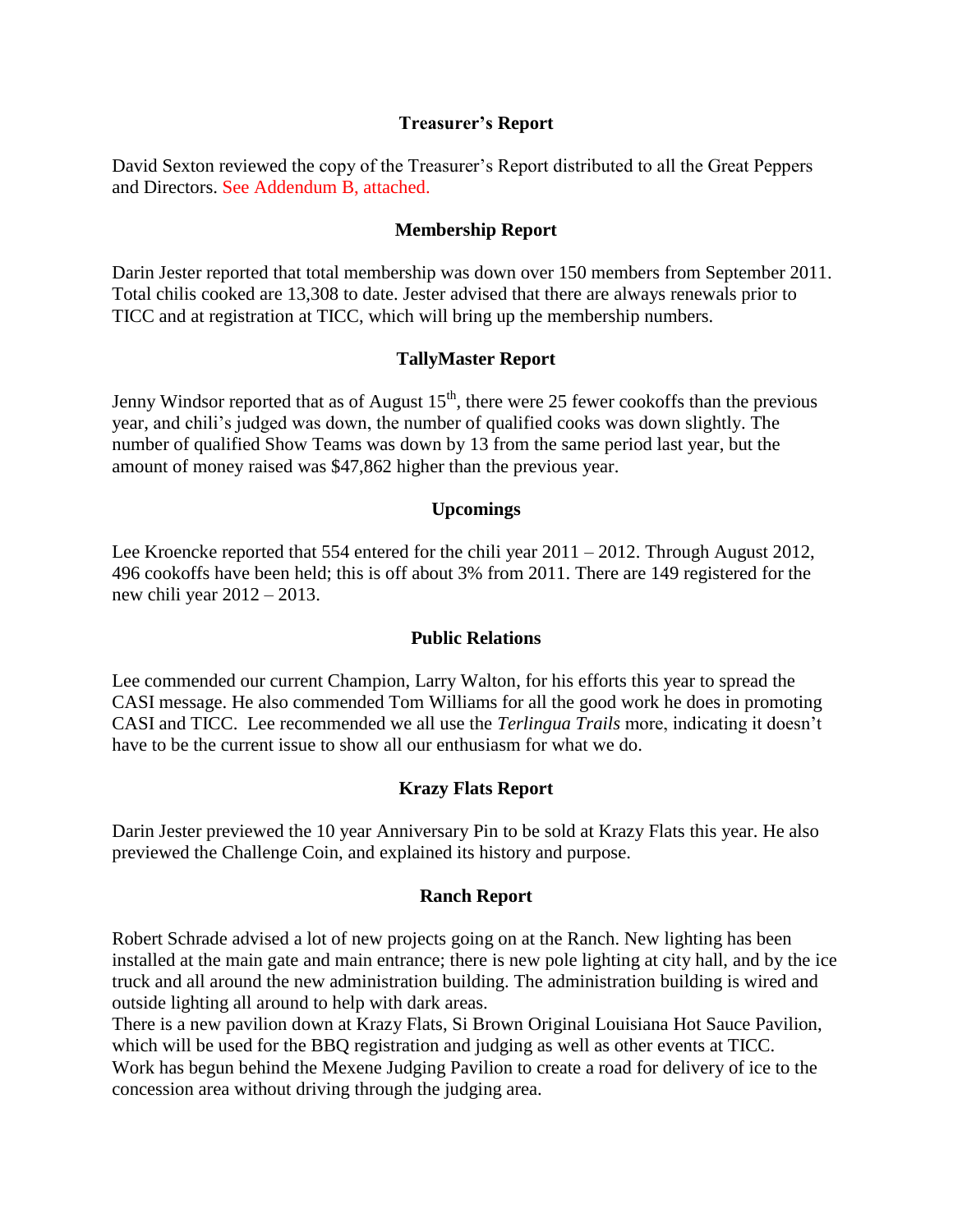## Treasurer's Report

David Sexton reviewed the copy of the Treasurer's Report distributed to all the Great Peppers and Directors. See Addendum B, attached.

## Membership Report

Darin Jester reported that total membership was down over 150 members from September 2011. Total chilis cooked are 13,308 to date. Jester advised that there are always renewals prior to TICC and at registration at TICC, which will bring up the membership numbers.

## TallyMaster Report

Jenny Windsor reported that as of August 15th, there were 25 fewer cookoffs than the previous year, and chili's judged was down, the number of qualified cooks was down slightly. The number of qualified Show Teams was down by 13 from the same period last year, but the amount of money raised was $47,862 higher than the previous year.

## Upcomings

Lee Kroencke reported that 554 entered for the chili year 2011 – 2012. Through August 2012, 496 cookoffs have been held; this is off about 3% from 2011. There are 149 registered for the new chili year 2012 – 2013.

## Public Relations

Lee commended our current Champion, Larry Walton, for his efforts this year to spread the CASI message. He also commended Tom Williams for all the good work he does in promoting CASI and TICC. Lee recommended we all use the *Terlingua Trails* more, indicating it doesn't have to be the current issue to show all our enthusiasm for what we do.

## Krazy Flats Report

Darin Jester previewed the 10 year Anniversary Pin to be sold at Krazy Flats this year. He also previewed the Challenge Coin, and explained its history and purpose.

## Ranch Report

Robert Schrade advised a lot of new projects going on at the Ranch. New lighting has been installed at the main gate and main entrance; there is new pole lighting at city hall, and by the ice truck and all around the new administration building. The administration building is wired and outside lighting all around to help with dark areas.

There is a new pavilion down at Krazy Flats, Si Brown Original Louisiana Hot Sauce Pavilion, which will be used for the BBQ registration and judging as well as other events at TICC.

Work has begun behind the Mexene Judging Pavilion to create a road for delivery of ice to the concession area without driving through the judging area.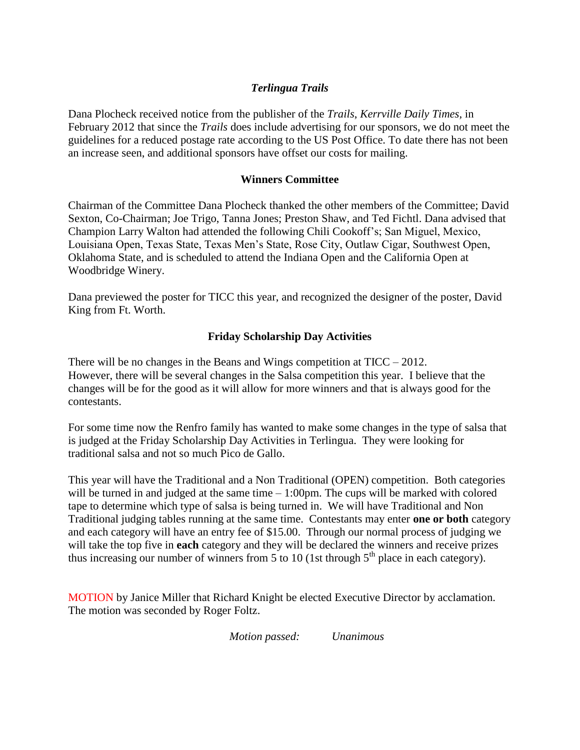### *Terlingua Trails*

Dana Plocheck received notice from the publisher of the *Trails*, *Kerrville Daily Times,* in February 2012 that since the *Trails* does include advertising for our sponsors, we do not meet the guidelines for a reduced postage rate according to the US Post Office. To date there has not been an increase seen, and additional sponsors have offset our costs for mailing.

### Winners Committee

Chairman of the Committee Dana Plocheck thanked the other members of the Committee; David Sexton, Co-Chairman; Joe Trigo, Tanna Jones; Preston Shaw, and Ted Fichtl. Dana advised that Champion Larry Walton had attended the following Chili Cookoff's; San Miguel, Mexico, Louisiana Open, Texas State, Texas Men's State, Rose City, Outlaw Cigar, Southwest Open, Oklahoma State, and is scheduled to attend the Indiana Open and the California Open at Woodbridge Winery.

Dana previewed the poster for TICC this year, and recognized the designer of the poster, David King from Ft. Worth.

### Friday Scholarship Day Activities

There will be no changes in the Beans and Wings competition at TICC – 2012.
However, there will be several changes in the Salsa competition this year. I believe that the changes will be for the good as it will allow for more winners and that is always good for the contestants.

For some time now the Renfro family has wanted to make some changes in the type of salsa that is judged at the Friday Scholarship Day Activities in Terlingua. They were looking for traditional salsa and not so much Pico de Gallo.

This year will have the Traditional and a Non Traditional (OPEN) competition. Both categories will be turned in and judged at the same time – 1:00pm. The cups will be marked with colored tape to determine which type of salsa is being turned in. We will have Traditional and Non Traditional judging tables running at the same time. Contestants may enter **one or both** category and each category will have an entry fee of $15.00. Through our normal process of judging we will take the top five in **each** category and they will be declared the winners and receive prizes thus increasing our number of winners from 5 to 10 (1st through 5th place in each category).

MOTION by Janice Miller that Richard Knight be elected Executive Director by acclamation. The motion was seconded by Roger Foltz.

*Motion passed: Unanimous*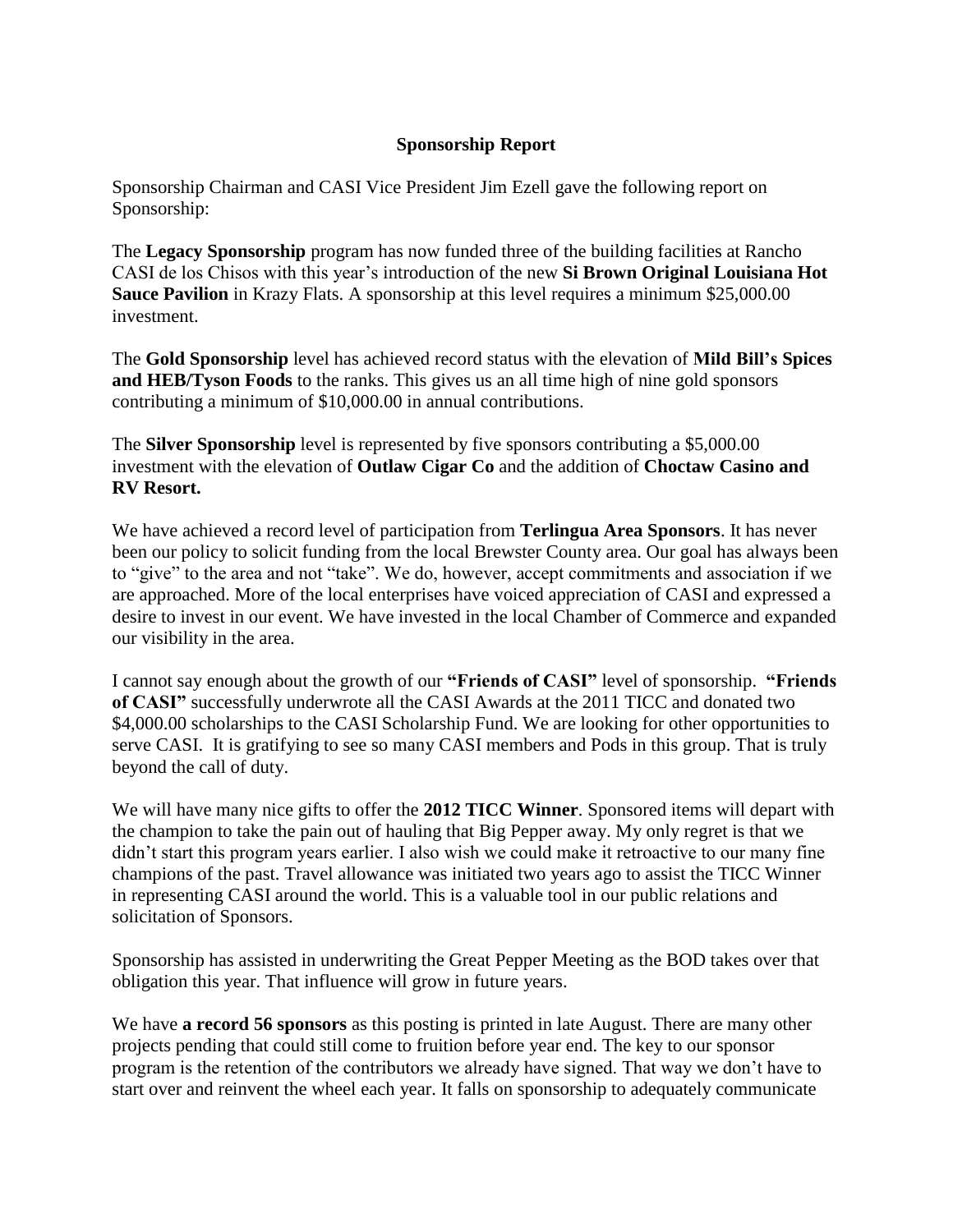**Sponsorship Report**

Sponsorship Chairman and CASI Vice President Jim Ezell gave the following report on Sponsorship:

The **Legacy Sponsorship** program has now funded three of the building facilities at Rancho CASI de los Chisos with this year's introduction of the new **Si Brown Original Louisiana Hot Sauce Pavilion** in Krazy Flats. A sponsorship at this level requires a minimum $25,000.00 investment.

The **Gold Sponsorship** level has achieved record status with the elevation of **Mild Bill's Spices and HEB/Tyson Foods** to the ranks. This gives us an all time high of nine gold sponsors contributing a minimum of $10,000.00 in annual contributions.

The **Silver Sponsorship** level is represented by five sponsors contributing a $5,000.00 investment with the elevation of **Outlaw Cigar Co** and the addition of **Choctaw Casino and RV Resort.**

We have achieved a record level of participation from **Terlingua Area Sponsors**. It has never been our policy to solicit funding from the local Brewster County area. Our goal has always been to "give" to the area and not "take". We do, however, accept commitments and association if we are approached. More of the local enterprises have voiced appreciation of CASI and expressed a desire to invest in our event. We have invested in the local Chamber of Commerce and expanded our visibility in the area.

I cannot say enough about the growth of our **"Friends of CASI"** level of sponsorship. **"Friends of CASI"** successfully underwrote all the CASI Awards at the 2011 TICC and donated two $4,000.00 scholarships to the CASI Scholarship Fund. We are looking for other opportunities to serve CASI. It is gratifying to see so many CASI members and Pods in this group. That is truly beyond the call of duty.

We will have many nice gifts to offer the **2012 TICC Winner**. Sponsored items will depart with the champion to take the pain out of hauling that Big Pepper away. My only regret is that we didn't start this program years earlier. I also wish we could make it retroactive to our many fine champions of the past. Travel allowance was initiated two years ago to assist the TICC Winner in representing CASI around the world. This is a valuable tool in our public relations and solicitation of Sponsors.

Sponsorship has assisted in underwriting the Great Pepper Meeting as the BOD takes over that obligation this year. That influence will grow in future years.

We have **a record 56 sponsors** as this posting is printed in late August. There are many other projects pending that could still come to fruition before year end. The key to our sponsor program is the retention of the contributors we already have signed. That way we don't have to start over and reinvent the wheel each year. It falls on sponsorship to adequately communicate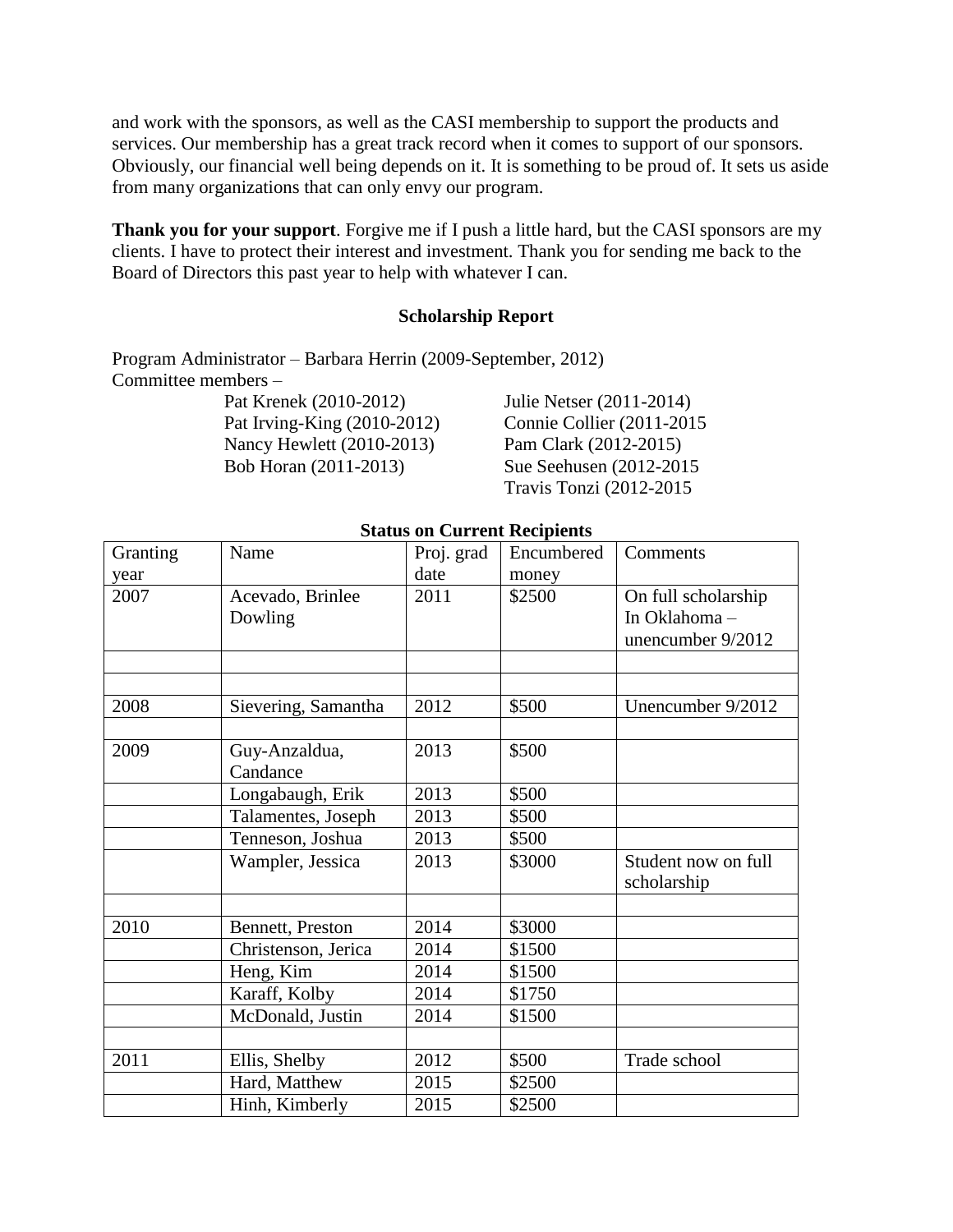and work with the sponsors, as well as the CASI membership to support the products and services. Our membership has a great track record when it comes to support of our sponsors. Obviously, our financial well being depends on it. It is something to be proud of. It sets us aside from many organizations that can only envy our program.

**Thank you for your support**. Forgive me if I push a little hard, but the CASI sponsors are my clients. I have to protect their interest and investment. Thank you for sending me back to the Board of Directors this past year to help with whatever I can.

## Scholarship Report

Program Administrator – Barbara Herrin (2009-September, 2012)
Committee members –

Pat Krenek (2010-2012)
Pat Irving-King (2010-2012)
Nancy Hewlett (2010-2013)
Bob Horan (2011-2013)
Julie Netser (2011-2014)
Connie Collier (2011-2015
Pam Clark (2012-2015)
Sue Seehusen (2012-2015
Travis Tonzi (2012-2015

**Status on Current Recipients**

| Granting year | Name | Proj. grad date | Encumbered money | Comments |
|---|---|---|---|---|
| 2007 | Acevado, Brinlee Dowling | 2011 | $2500 | On full scholarship In Oklahoma – unencumber 9/2012 |
| | | | | |
| | | | | |
| 2008 | Sievering, Samantha | 2012 | $500 | Unencumber 9/2012 |
| | | | | |
| 2009 | Guy-Anzaldua, Candance | 2013 | $500 | |
| | Longabaugh, Erik | 2013 | $500 | |
| | Talamentes, Joseph | 2013 | $500 | |
| | Tenneson, Joshua | 2013 | $500 | |
| | Wampler, Jessica | 2013 | $3000 | Student now on full scholarship |
| | | | | |
| 2010 | Bennett, Preston | 2014 | $3000 | |
| | Christenson, Jerica | 2014 | $1500 | |
| | Heng, Kim | 2014 | $1500 | |
| | Karaff, Kolby | 2014 | $1750 | |
| | McDonald, Justin | 2014 | $1500 | |
| | | | | |
| 2011 | Ellis, Shelby | 2012 | $500 | Trade school |
| | Hard, Matthew | 2015 | $2500 | |
| | Hinh, Kimberly | 2015 | $2500 | |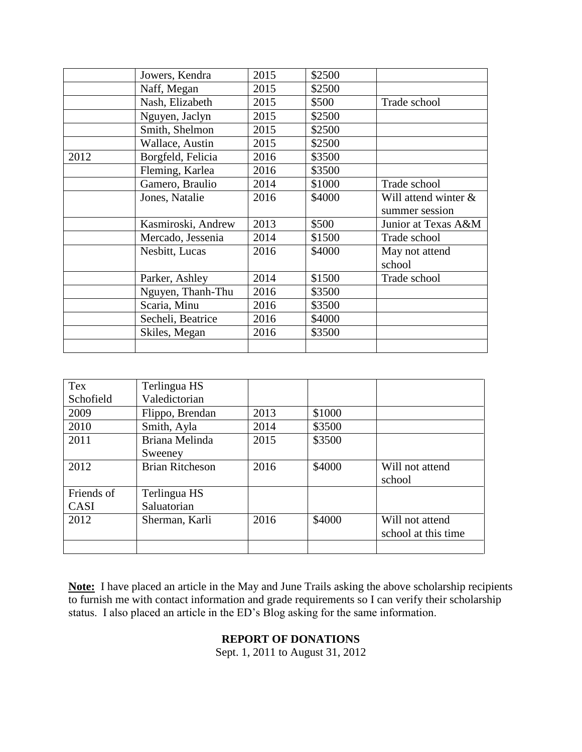|  | Jowers, Kendra | 2015 | $2500 |  |
|---|---|---|---|---|
|  | Naff, Megan | 2015 | $2500 |  |
|  | Nash, Elizabeth | 2015 | $500 | Trade school |
|  | Nguyen, Jaclyn | 2015 | $2500 |  |
|  | Smith, Shelmon | 2015 | $2500 |  |
|  | Wallace, Austin | 2015 | $2500 |  |
| 2012 | Borgfeld, Felicia | 2016 | $3500 |  |
|  | Fleming, Karlea | 2016 | $3500 |  |
|  | Gamero, Braulio | 2014 | $1000 | Trade school |
|  | Jones, Natalie | 2016 | $4000 | Will attend winter & summer session |
|  | Kasmiroski, Andrew | 2013 | $500 | Junior at Texas A&M |
|  | Mercado, Jessenia | 2014 | $1500 | Trade school |
|  | Nesbitt, Lucas | 2016 | $4000 | May not attend school |
|  | Parker, Ashley | 2014 | $1500 | Trade school |
|  | Nguyen, Thanh-Thu | 2016 | $3500 |  |
|  | Scaria, Minu | 2016 | $3500 |  |
|  | Secheli, Beatrice | 2016 | $4000 |  |
|  | Skiles, Megan | 2016 | $3500 |  |
|  |  |  |  |  |

| Tex Schofield | Terlingua HS Valedictorian |  |  |  |
|---|---|---|---|---|
| 2009 | Flippo, Brendan | 2013 | $1000 |  |
| 2010 | Smith, Ayla | 2014 | $3500 |  |
| 2011 | Briana Melinda Sweeney | 2015 | $3500 |  |
| 2012 | Brian Ritcheson | 2016 | $4000 | Will not attend school |
| Friends of CASI | Terlingua HS Saluatorian |  |  |  |
| 2012 | Sherman, Karli | 2016 | $4000 | Will not attend school at this time |
|  |  |  |  |  |

**Note:** I have placed an article in the May and June Trails asking the above scholarship recipients to furnish me with contact information and grade requirements so I can verify their scholarship status. I also placed an article in the ED's Blog asking for the same information.

**REPORT OF DONATIONS**

Sept. 1, 2011 to August 31, 2012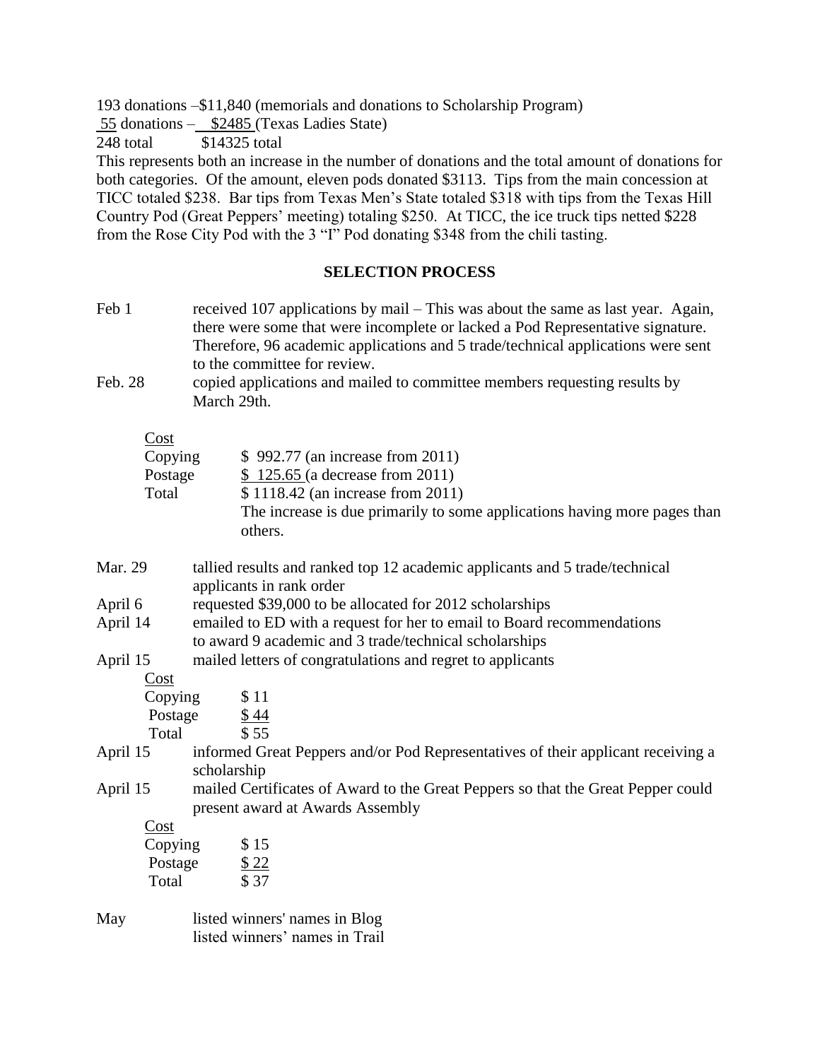193 donations –$11,840 (memorials and donations to Scholarship Program)
55 donations – $2485 (Texas Ladies State)
248 total $14325 total

This represents both an increase in the number of donations and the total amount of donations for both categories. Of the amount, eleven pods donated $3113. Tips from the main concession at TICC totaled $238. Bar tips from Texas Men's State totaled $318 with tips from the Texas Hill Country Pod (Great Peppers' meeting) totaling $250. At TICC, the ice truck tips netted $228 from the Rose City Pod with the 3 "I" Pod donating $348 from the chili tasting.

## SELECTION PROCESS

Feb 1 received 107 applications by mail – This was about the same as last year. Again, there were some that were incomplete or lacked a Pod Representative signature. Therefore, 96 academic applications and 5 trade/technical applications were sent to the committee for review.

Feb. 28 copied applications and mailed to committee members requesting results by March 29th.

Cost

| | |
|---|---|
| Copying | $ 992.77 (an increase from 2011) |
| Postage | $ 125.65 (a decrease from 2011) |
| Total | $ 1118.42 (an increase from 2011) |

The increase is due primarily to some applications having more pages than others.

Mar. 29 tallied results and ranked top 12 academic applicants and 5 trade/technical applicants in rank order

April 6 requested $39,000 to be allocated for 2012 scholarships

April 14 emailed to ED with a request for her to email to Board recommendations to award 9 academic and 3 trade/technical scholarships

April 15 mailed letters of congratulations and regret to applicants

Cost

| | |
|---|---|
| Copying | $ 11 |
| Postage | $ 44 |
| Total | $ 55 |

April 15 informed Great Peppers and/or Pod Representatives of their applicant receiving a scholarship

April 15 mailed Certificates of Award to the Great Peppers so that the Great Pepper could present award at Awards Assembly

Cost

| | |
|---|---|
| Copying | $ 15 |
| Postage | $ 22 |
| Total | $ 37 |

May listed winners' names in Blog
listed winners' names in Trail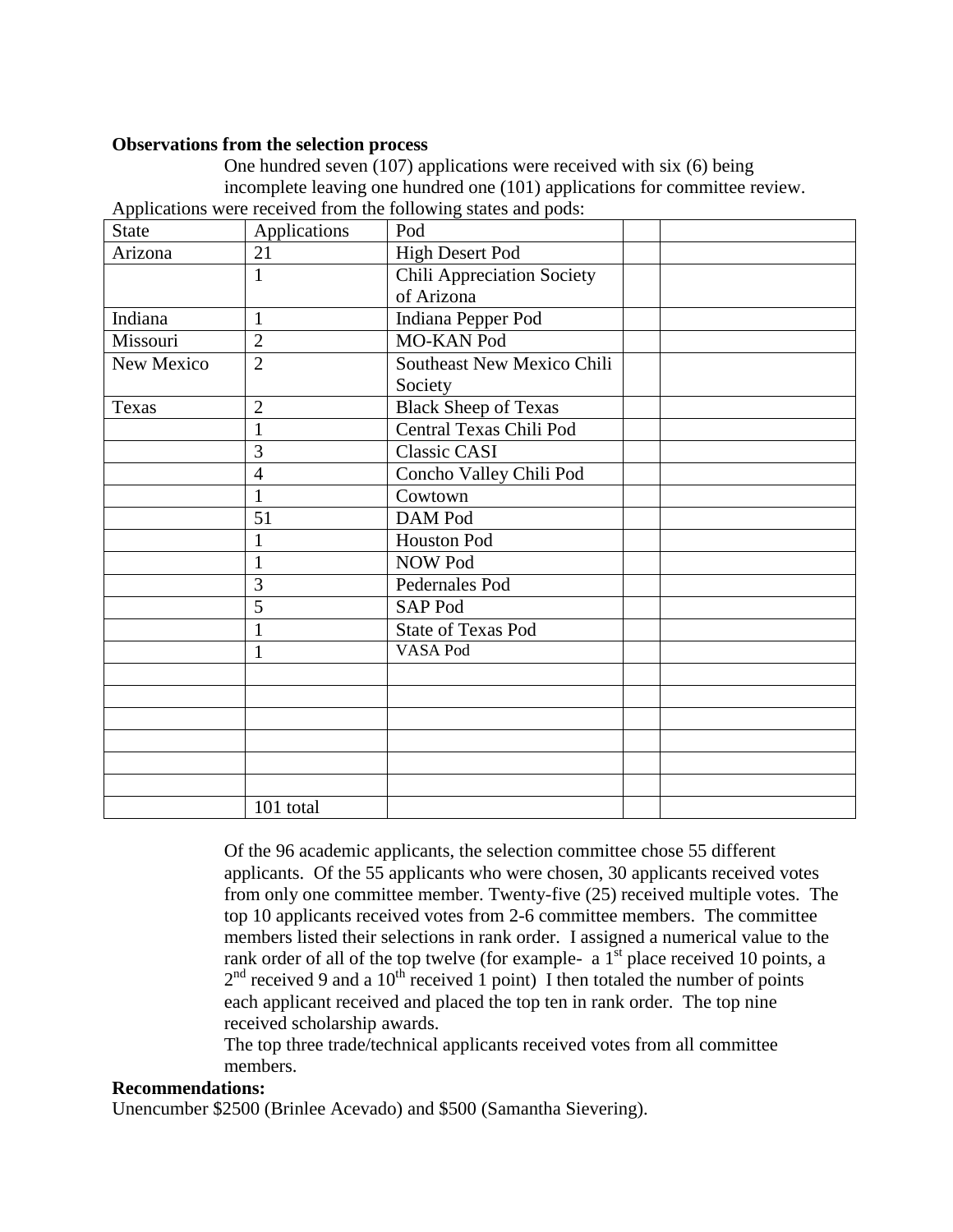**Observations from the selection process**

One hundred seven (107) applications were received with six (6) being incomplete leaving one hundred one (101) applications for committee review.

Applications were received from the following states and pods:

| State | Applications | Pod | | |
|---|---|---|---|---|
| Arizona | 21 | High Desert Pod | | |
| | 1 | Chili Appreciation Society of Arizona | | |
| Indiana | 1 | Indiana Pepper Pod | | |
| Missouri | 2 | MO-KAN Pod | | |
| New Mexico | 2 | Southeast New Mexico Chili Society | | |
| Texas | 2 | Black Sheep of Texas | | |
| | 1 | Central Texas Chili Pod | | |
| | 3 | Classic CASI | | |
| | 4 | Concho Valley Chili Pod | | |
| | 1 | Cowtown | | |
| | 51 | DAM Pod | | |
| | 1 | Houston Pod | | |
| | 1 | NOW Pod | | |
| | 3 | Pedernales Pod | | |
| | 5 | SAP Pod | | |
| | 1 | State of Texas Pod | | |
| | 1 | VASA Pod | | |
| | | | | |
| | | | | |
| | | | | |
| | | | | |
| | | | | |
| | | | | |
| | 101 total | | | |

Of the 96 academic applicants, the selection committee chose 55 different applicants. Of the 55 applicants who were chosen, 30 applicants received votes from only one committee member. Twenty-five (25) received multiple votes. The top 10 applicants received votes from 2-6 committee members. The committee members listed their selections in rank order. I assigned a numerical value to the rank order of all of the top twelve (for example- a 1st place received 10 points, a 2nd received 9 and a 10th received 1 point) I then totaled the number of points each applicant received and placed the top ten in rank order. The top nine received scholarship awards.

The top three trade/technical applicants received votes from all committee members.

**Recommendations:**

Unencumber $2500 (Brinlee Acevado) and $500 (Samantha Sievering).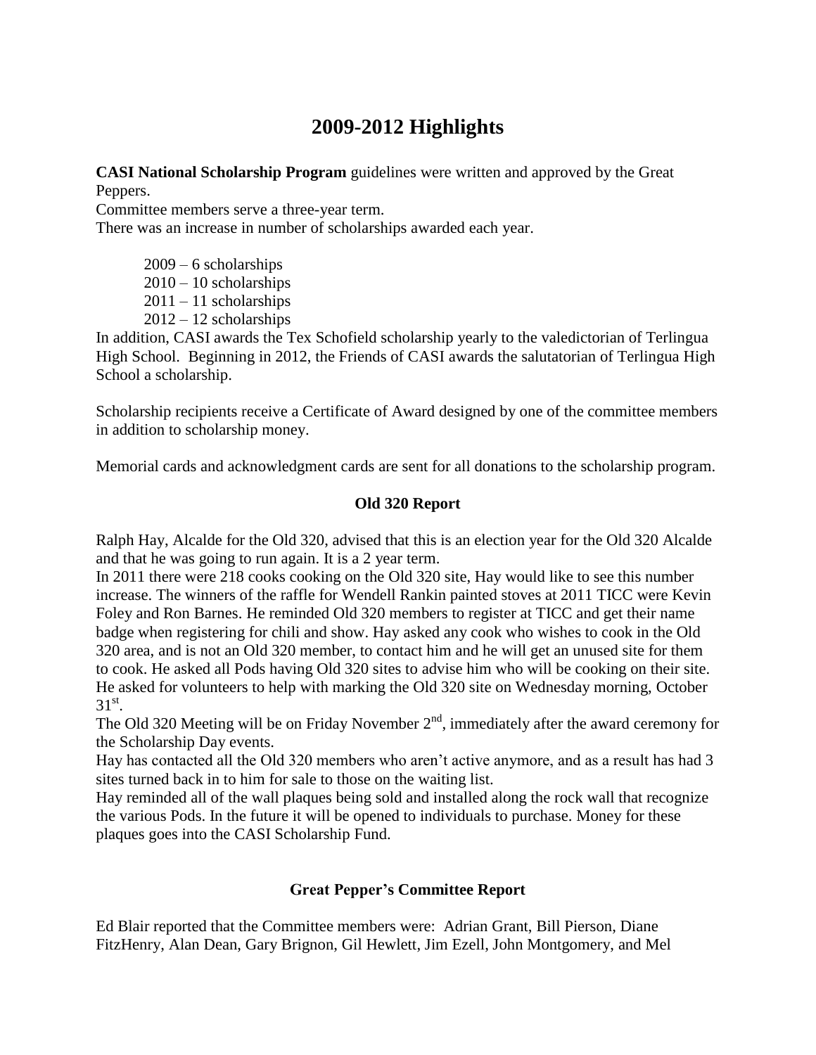# 2009-2012 Highlights

**CASI National Scholarship Program** guidelines were written and approved by the Great Peppers.

Committee members serve a three-year term.

There was an increase in number of scholarships awarded each year.

- 2009 – 6 scholarships
- 2010 – 10 scholarships
- 2011 – 11 scholarships
- 2012 – 12 scholarships

In addition, CASI awards the Tex Schofield scholarship yearly to the valedictorian of Terlingua High School. Beginning in 2012, the Friends of CASI awards the salutatorian of Terlingua High School a scholarship.

Scholarship recipients receive a Certificate of Award designed by one of the committee members in addition to scholarship money.

Memorial cards and acknowledgment cards are sent for all donations to the scholarship program.

### Old 320 Report

Ralph Hay, Alcalde for the Old 320, advised that this is an election year for the Old 320 Alcalde and that he was going to run again. It is a 2 year term.

In 2011 there were 218 cooks cooking on the Old 320 site, Hay would like to see this number increase. The winners of the raffle for Wendell Rankin painted stoves at 2011 TICC were Kevin Foley and Ron Barnes. He reminded Old 320 members to register at TICC and get their name badge when registering for chili and show. Hay asked any cook who wishes to cook in the Old 320 area, and is not an Old 320 member, to contact him and he will get an unused site for them to cook. He asked all Pods having Old 320 sites to advise him who will be cooking on their site. He asked for volunteers to help with marking the Old 320 site on Wednesday morning, October 31st.

The Old 320 Meeting will be on Friday November 2nd, immediately after the award ceremony for the Scholarship Day events.

Hay has contacted all the Old 320 members who aren't active anymore, and as a result has had 3 sites turned back in to him for sale to those on the waiting list.

Hay reminded all of the wall plaques being sold and installed along the rock wall that recognize the various Pods. In the future it will be opened to individuals to purchase. Money for these plaques goes into the CASI Scholarship Fund.

### Great Pepper's Committee Report

Ed Blair reported that the Committee members were: Adrian Grant, Bill Pierson, Diane FitzHenry, Alan Dean, Gary Brignon, Gil Hewlett, Jim Ezell, John Montgomery, and Mel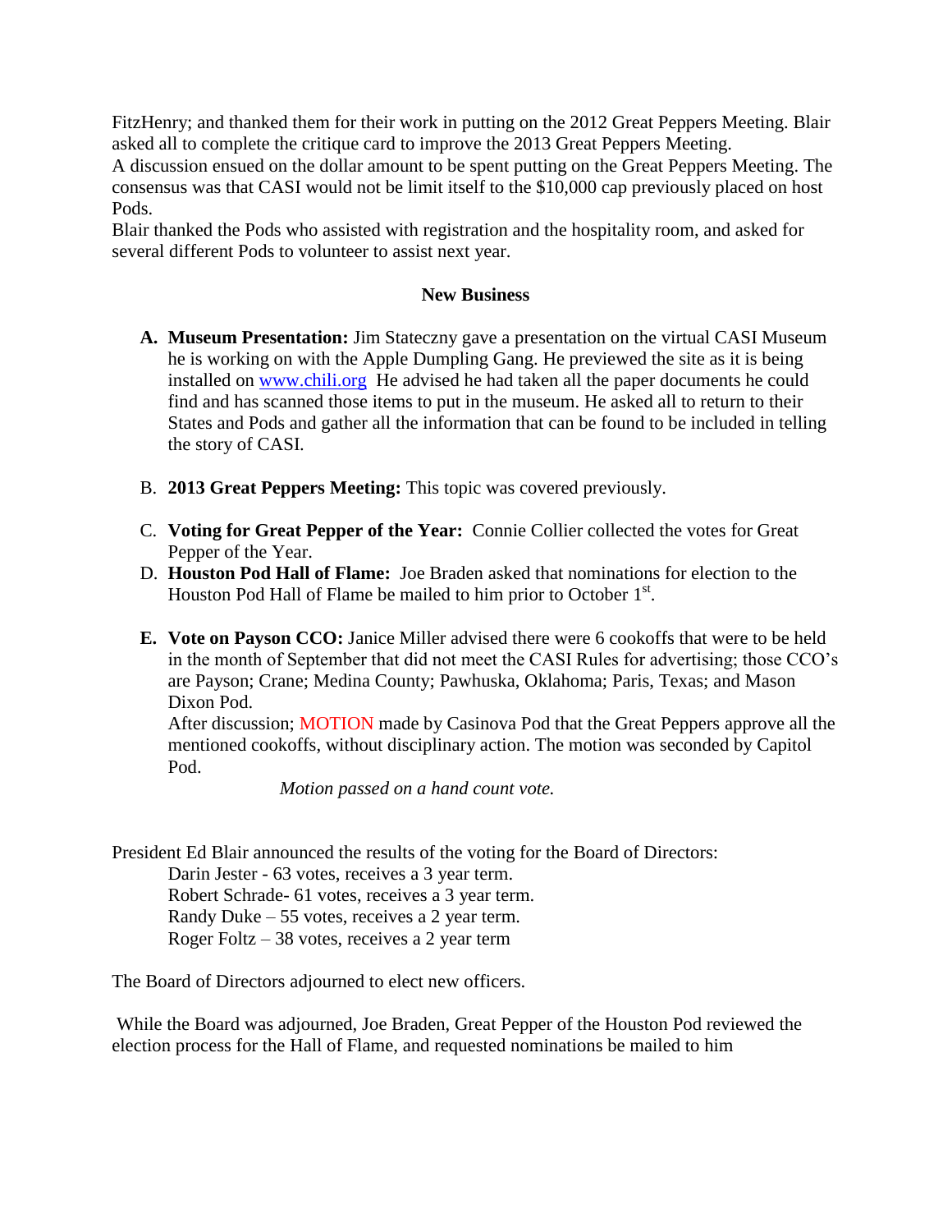FitzHenry; and thanked them for their work in putting on the 2012 Great Peppers Meeting. Blair asked all to complete the critique card to improve the 2013 Great Peppers Meeting.
A discussion ensued on the dollar amount to be spent putting on the Great Peppers Meeting. The consensus was that CASI would not be limit itself to the $10,000 cap previously placed on host Pods.
Blair thanked the Pods who assisted with registration and the hospitality room, and asked for several different Pods to volunteer to assist next year.

**New Business**

A. **Museum Presentation:** Jim Stateczny gave a presentation on the virtual CASI Museum he is working on with the Apple Dumpling Gang. He previewed the site as it is being installed on www.chili.org He advised he had taken all the paper documents he could find and has scanned those items to put in the museum. He asked all to return to their States and Pods and gather all the information that can be found to be included in telling the story of CASI.

B. **2013 Great Peppers Meeting:** This topic was covered previously.

C. **Voting for Great Pepper of the Year:** Connie Collier collected the votes for Great Pepper of the Year.

D. **Houston Pod Hall of Flame:** Joe Braden asked that nominations for election to the Houston Pod Hall of Flame be mailed to him prior to October 1st.

E. **Vote on Payson CCO:** Janice Miller advised there were 6 cookoffs that were to be held in the month of September that did not meet the CASI Rules for advertising; those CCO's are Payson; Crane; Medina County; Pawhuska, Oklahoma; Paris, Texas; and Mason Dixon Pod.
After discussion; MOTION made by Casinova Pod that the Great Peppers approve all the mentioned cookoffs, without disciplinary action. The motion was seconded by Capitol Pod.

*Motion passed on a hand count vote.*

President Ed Blair announced the results of the voting for the Board of Directors:

Darin Jester - 63 votes, receives a 3 year term.
Robert Schrade- 61 votes, receives a 3 year term.
Randy Duke – 55 votes, receives a 2 year term.
Roger Foltz – 38 votes, receives a 2 year term

The Board of Directors adjourned to elect new officers.

While the Board was adjourned, Joe Braden, Great Pepper of the Houston Pod reviewed the election process for the Hall of Flame, and requested nominations be mailed to him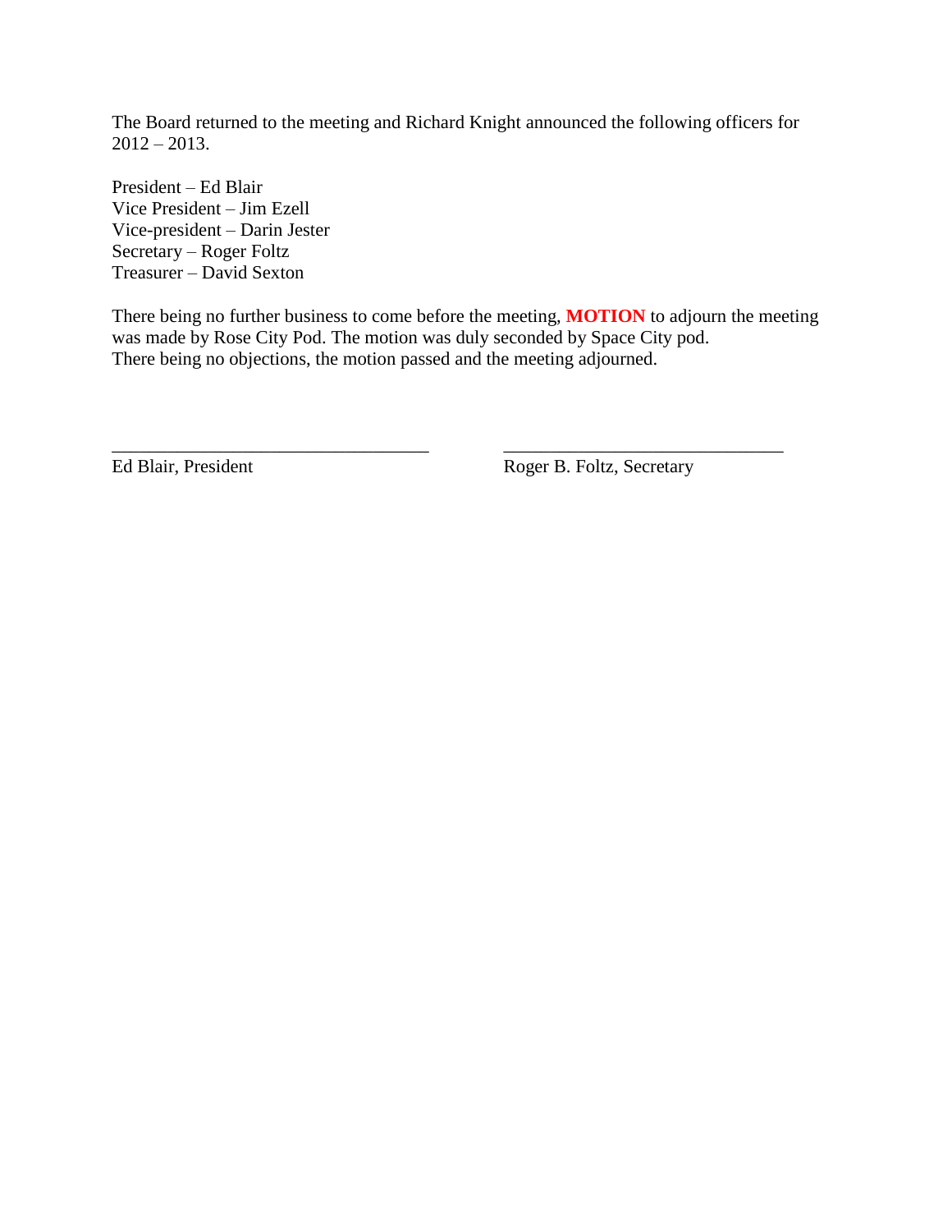The Board returned to the meeting and Richard Knight announced the following officers for 2012 – 2013.

President – Ed Blair
Vice President – Jim Ezell
Vice-president – Darin Jester
Secretary – Roger Foltz
Treasurer – David Sexton

There being no further business to come before the meeting, **MOTION** to adjourn the meeting was made by Rose City Pod. The motion was duly seconded by Space City pod.
There being no objections, the motion passed and the meeting adjourned.

| | |
|---|---|
| ______________________________ | ______________________________ |
| Ed Blair, President | Roger B. Foltz, Secretary |